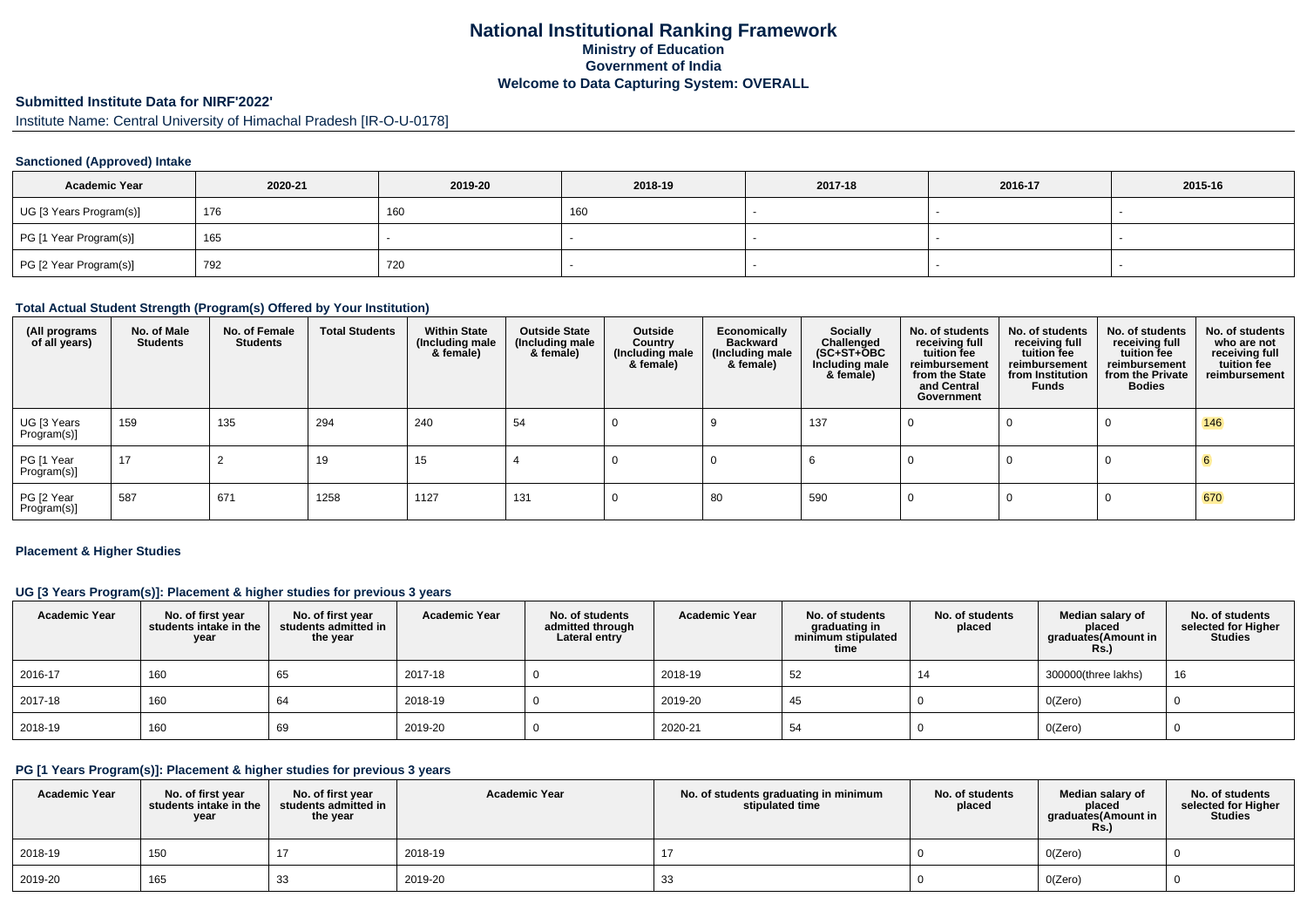# National Institutional Ranking Framework

**Ministry of Education**
**Government of India**
**Welcome to Data Capturing System: OVERALL**

## Submitted Institute Data for NIRF'2022'

Institute Name: Central University of Himachal Pradesh [IR-O-U-0178]

### Sanctioned (Approved) Intake

| Academic Year | 2020-21 | 2019-20 | 2018-19 | 2017-18 | 2016-17 | 2015-16 |
|---|---|---|---|---|---|---|
| UG [3 Years Program(s)] | 176 | 160 | 160 | - | - | - |
| PG [1 Year Program(s)] | 165 | - | - | - | - | - |
| PG [2 Year Program(s)] | 792 | 720 | - | - | - | - |

### Total Actual Student Strength (Program(s) Offered by Your Institution)

| (All programs of all years) | No. of Male Students | No. of Female Students | Total Students | Within State (Including male & female) | Outside State (Including male & female) | Outside Country (Including male & female) | Economically Backward (Including male & female) | Socially Challenged (SC+ST+OBC Including male & female) | No. of students receiving full tuition fee reimbursement from the State and Central Government | No. of students receiving full tuition fee reimbursement from Institution Funds | No. of students receiving full tuition fee reimbursement from the Private Bodies | No. of students who are not receiving full tuition fee reimbursement |
|---|---|---|---|---|---|---|---|---|---|---|---|---|
| UG [3 Years Program(s)] | 159 | 135 | 294 | 240 | 54 | 0 | 9 | 137 | 0 | 0 | 0 | 146 |
| PG [1 Year Program(s)] | 17 | 2 | 19 | 15 | 4 | 0 | 0 | 6 | 0 | 0 | 0 | 6 |
| PG [2 Year Program(s)] | 587 | 671 | 1258 | 1127 | 131 | 0 | 80 | 590 | 0 | 0 | 0 | 670 |

### Placement & Higher Studies

#### UG [3 Years Program(s)]: Placement & higher studies for previous 3 years

| Academic Year | No. of first year students intake in the year | No. of first year students admitted in the year | Academic Year | No. of students admitted through Lateral entry | Academic Year | No. of students graduating in minimum stipulated time | No. of students placed | Median salary of placed graduates(Amount in Rs.) | No. of students selected for Higher Studies |
|---|---|---|---|---|---|---|---|---|---|
| 2016-17 | 160 | 65 | 2017-18 | 0 | 2018-19 | 52 | 14 | 300000(three lakhs) | 16 |
| 2017-18 | 160 | 64 | 2018-19 | 0 | 2019-20 | 45 | 0 | 0(Zero) | 0 |
| 2018-19 | 160 | 69 | 2019-20 | 0 | 2020-21 | 54 | 0 | 0(Zero) | 0 |

#### PG [1 Years Program(s)]: Placement & higher studies for previous 3 years

| Academic Year | No. of first year students intake in the year | No. of first year students admitted in the year | Academic Year | No. of students graduating in minimum stipulated time | No. of students placed | Median salary of placed graduates(Amount in Rs.) | No. of students selected for Higher Studies |
|---|---|---|---|---|---|---|---|
| 2018-19 | 150 | 17 | 2018-19 | 17 | 0 | 0(Zero) | 0 |
| 2019-20 | 165 | 33 | 2019-20 | 33 | 0 | 0(Zero) | 0 |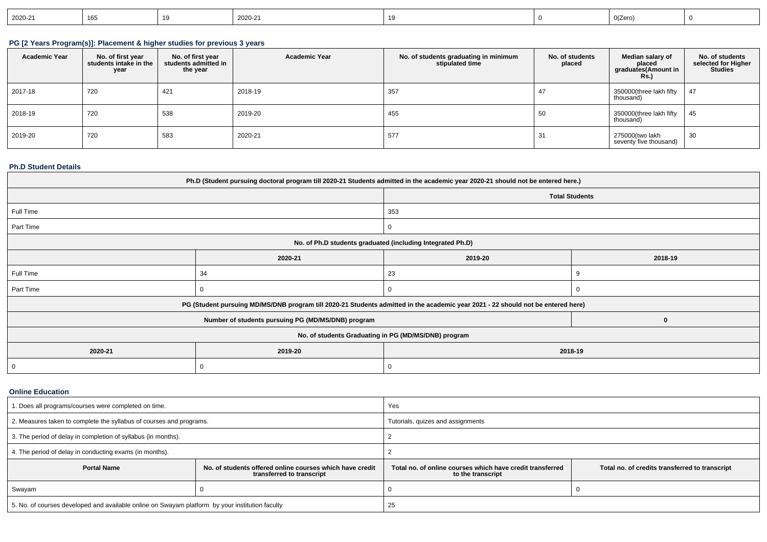| 2020-21 | 165 | 19 | 2020-21 | 19 | 0 | 0(Zero) | 0 |
|---|---|---|---|---|---|---|---|

### PG [2 Years Program(s)]: Placement & higher studies for previous 3 years

| Academic Year | No. of first year students intake in the year | No. of first year students admitted in the year | Academic Year | No. of students graduating in minimum stipulated time | No. of students placed | Median salary of placed graduates(Amount in Rs.) | No. of students selected for Higher Studies |
|---|---|---|---|---|---|---|---|
| 2017-18 | 720 | 421 | 2018-19 | 357 | 47 | 350000(three lakh fifty thousand) | 47 |
| 2018-19 | 720 | 538 | 2019-20 | 455 | 50 | 350000(three lakh fifty thousand) | 45 |
| 2019-20 | 720 | 583 | 2020-21 | 577 | 31 | 275000(two lakh seventy five thousand) | 30 |

### Ph.D Student Details

| Ph.D (Student pursuing doctoral program till 2020-21 Students admitted in the academic year 2020-21 should not be entered here.) | | | |
|---|---|---|---|
| | | Total Students | |
| Full Time | | 353 | |
| Part Time | | 0 | |
| No. of Ph.D students graduated (including Integrated Ph.D) | | | |
| | 2020-21 | 2019-20 | 2018-19 |
| Full Time | 34 | 23 | 9 |
| Part Time | 0 | 0 | 0 |
| PG (Student pursuing MD/MS/DNB program till 2020-21 Students admitted in the academic year 2021 - 22 should not be entered here) | | | |
| Number of students pursuing PG (MD/MS/DNB) program | | | 0 |
| No. of students Graduating in PG (MD/MS/DNB) program | | | |
| 2020-21 | 2019-20 | 2018-19 | |
| 0 | 0 | 0 | |

### Online Education

| 1. Does all programs/courses were completed on time. | | Yes | |
|---|---|---|---|
| 2. Measures taken to complete the syllabus of courses and programs. | | Tutorials, quizes and assignments | |
| 3. The period of delay in completion of syllabus (in months). | | 2 | |
| 4. The period of delay in conducting exams (in months). | | 2 | |
| Portal Name | No. of students offered online courses which have credit transferred to transcript | Total no. of online courses which have credit transferred to the transcript | Total no. of credits transferred to transcript |
| Swayam | 0 | 0 | 0 |
| 5. No. of courses developed and available online on Swayam platform by your institution faculty | | 25 | |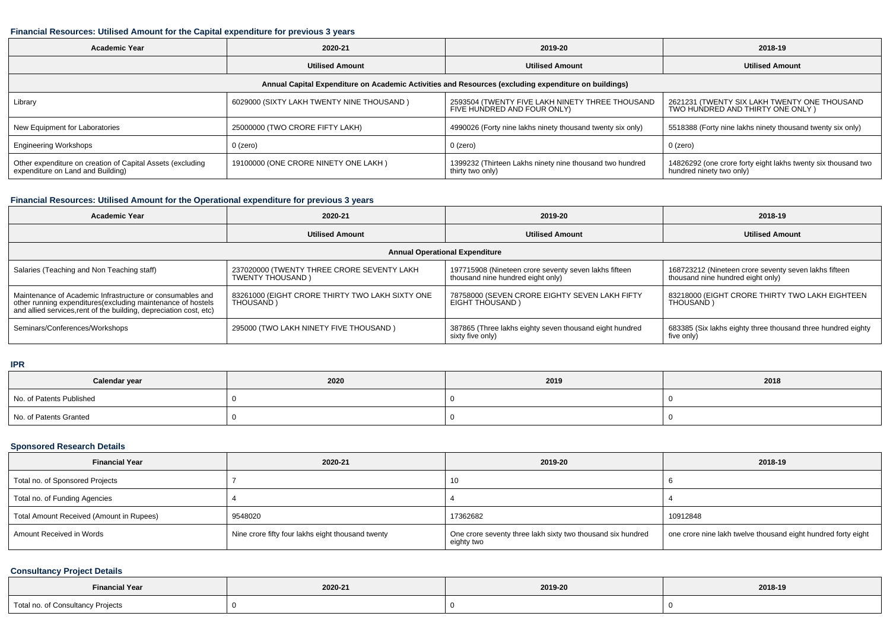### Financial Resources: Utilised Amount for the Capital expenditure for previous 3 years

| Academic Year | 2020-21 | 2019-20 | 2018-19 |
|---|---|---|---|
| | **Utilised Amount** | **Utilised Amount** | **Utilised Amount** |
| **Annual Capital Expenditure on Academic Activities and Resources (excluding expenditure on buildings)** | | | |
| Library | 6029000 (SIXTY LAKH TWENTY NINE THOUSAND ) | 2593504 (TWENTY FIVE LAKH NINETY THREE THOUSAND FIVE HUNDRED AND FOUR ONLY) | 2621231 (TWENTY SIX LAKH TWENTY ONE THOUSAND TWO HUNDRED AND THIRTY ONE ONLY ) |
| New Equipment for Laboratories | 25000000 (TWO CRORE FIFTY LAKH) | 4990026 (Forty nine lakhs ninety thousand twenty six only) | 5518388 (Forty nine lakhs ninety thousand twenty six only) |
| Engineering Workshops | 0 (zero) | 0 (zero) | 0 (zero) |
| Other expenditure on creation of Capital Assets (excluding expenditure on Land and Building) | 19100000 (ONE CRORE NINETY ONE LAKH ) | 1399232 (Thirteen Lakhs ninety nine thousand two hundred thirty two only) | 14826292 (one crore forty eight lakhs twenty six thousand two hundred ninety two only) |

### Financial Resources: Utilised Amount for the Operational expenditure for previous 3 years

| Academic Year | 2020-21 | 2019-20 | 2018-19 |
|---|---|---|---|
| | **Utilised Amount** | **Utilised Amount** | **Utilised Amount** |
| **Annual Operational Expenditure** | | | |
| Salaries (Teaching and Non Teaching staff) | 237020000 (TWENTY THREE CRORE SEVENTY LAKH TWENTY THOUSAND ) | 197715908 (Nineteen crore seventy seven lakhs fifteen thousand nine hundred eight only) | 168723212 (Nineteen crore seventy seven lakhs fifteen thousand nine hundred eight only) |
| Maintenance of Academic Infrastructure or consumables and other running expenditures(excluding maintenance of hostels and allied services,rent of the building, depreciation cost, etc) | 83261000 (EIGHT CRORE THIRTY TWO LAKH SIXTY ONE THOUSAND ) | 78758000 (SEVEN CRORE EIGHTY SEVEN LAKH FIFTY EIGHT THOUSAND ) | 83218000 (EIGHT CRORE THIRTY TWO LAKH EIGHTEEN THOUSAND ) |
| Seminars/Conferences/Workshops | 295000 (TWO LAKH NINETY FIVE THOUSAND ) | 387865 (Three lakhs eighty seven thousand eight hundred sixty five only) | 683385 (Six lakhs eighty three thousand three hundred eighty five only) |

### IPR

| Calendar year | 2020 | 2019 | 2018 |
|---|---|---|---|
| No. of Patents Published | 0 | 0 | 0 |
| No. of Patents Granted | 0 | 0 | 0 |

### Sponsored Research Details

| Financial Year | 2020-21 | 2019-20 | 2018-19 |
|---|---|---|---|
| Total no. of Sponsored Projects | 7 | 10 | 6 |
| Total no. of Funding Agencies | 4 | 4 | 4 |
| Total Amount Received (Amount in Rupees) | 9548020 | 17362682 | 10912848 |
| Amount Received in Words | Nine crore fifty four lakhs eight thousand twenty | One crore seventy three lakh sixty two thousand six hundred eighty two | one crore nine lakh twelve thousand eight hundred forty eight |

### Consultancy Project Details

| Financial Year | 2020-21 | 2019-20 | 2018-19 |
|---|---|---|---|
| Total no. of Consultancy Projects | 0 | 0 | 0 |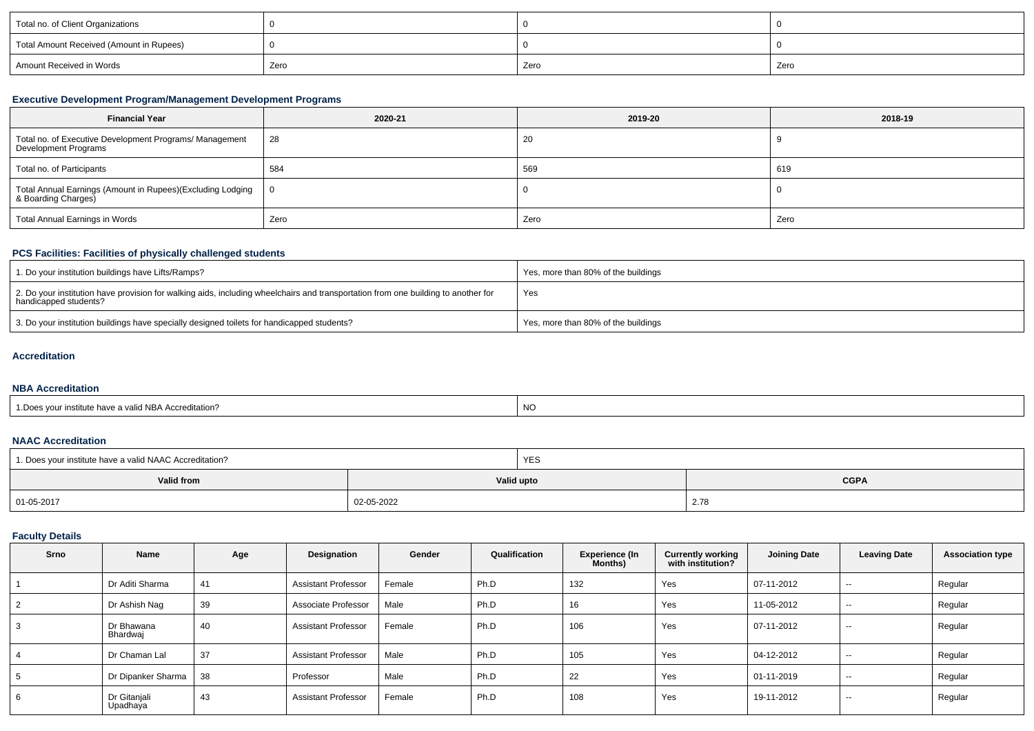| Total no. of Client Organizations | 0 | 0 | 0 |
|---|---|---|---|
| Total Amount Received (Amount in Rupees) | 0 | 0 | 0 |
| Amount Received in Words | Zero | Zero | Zero |

### Executive Development Program/Management Development Programs

| Financial Year | 2020-21 | 2019-20 | 2018-19 |
|---|---|---|---|
| Total no. of Executive Development Programs/ Management Development Programs | 28 | 20 | 9 |
| Total no. of Participants | 584 | 569 | 619 |
| Total Annual Earnings (Amount in Rupees)(Excluding Lodging & Boarding Charges) | 0 | 0 | 0 |
| Total Annual Earnings in Words | Zero | Zero | Zero |

### PCS Facilities: Facilities of physically challenged students

| | |
|---|---|
| 1. Do your institution buildings have Lifts/Ramps? | Yes, more than 80% of the buildings |
| 2. Do your institution have provision for walking aids, including wheelchairs and transportation from one building to another for handicapped students? | Yes |
| 3. Do your institution buildings have specially designed toilets for handicapped students? | Yes, more than 80% of the buildings |

### Accreditation

### NBA Accreditation

| | |
|---|---|
| 1.Does your institute have a valid NBA Accreditation? | NO |

### NAAC Accreditation

| 1. Does your institute have a valid NAAC Accreditation? | YES | |
|---|---|---|
| **Valid from** | **Valid upto** | **CGPA** |
| 01-05-2017 | 02-05-2022 | 2.78 |

### Faculty Details

| Srno | Name | Age | Designation | Gender | Qualification | Experience (In Months) | Currently working with institution? | Joining Date | Leaving Date | Association type |
|---|---|---|---|---|---|---|---|---|---|---|
| 1 | Dr Aditi Sharma | 41 | Assistant Professor | Female | Ph.D | 132 | Yes | 07-11-2012 | -- | Regular |
| 2 | Dr Ashish Nag | 39 | Associate Professor | Male | Ph.D | 16 | Yes | 11-05-2012 | -- | Regular |
| 3 | Dr Bhawana Bhardwaj | 40 | Assistant Professor | Female | Ph.D | 106 | Yes | 07-11-2012 | -- | Regular |
| 4 | Dr Chaman Lal | 37 | Assistant Professor | Male | Ph.D | 105 | Yes | 04-12-2012 | -- | Regular |
| 5 | Dr Dipanker Sharma | 38 | Professor | Male | Ph.D | 22 | Yes | 01-11-2019 | -- | Regular |
| 6 | Dr Gitanjali Upadhaya | 43 | Assistant Professor | Female | Ph.D | 108 | Yes | 19-11-2012 | -- | Regular |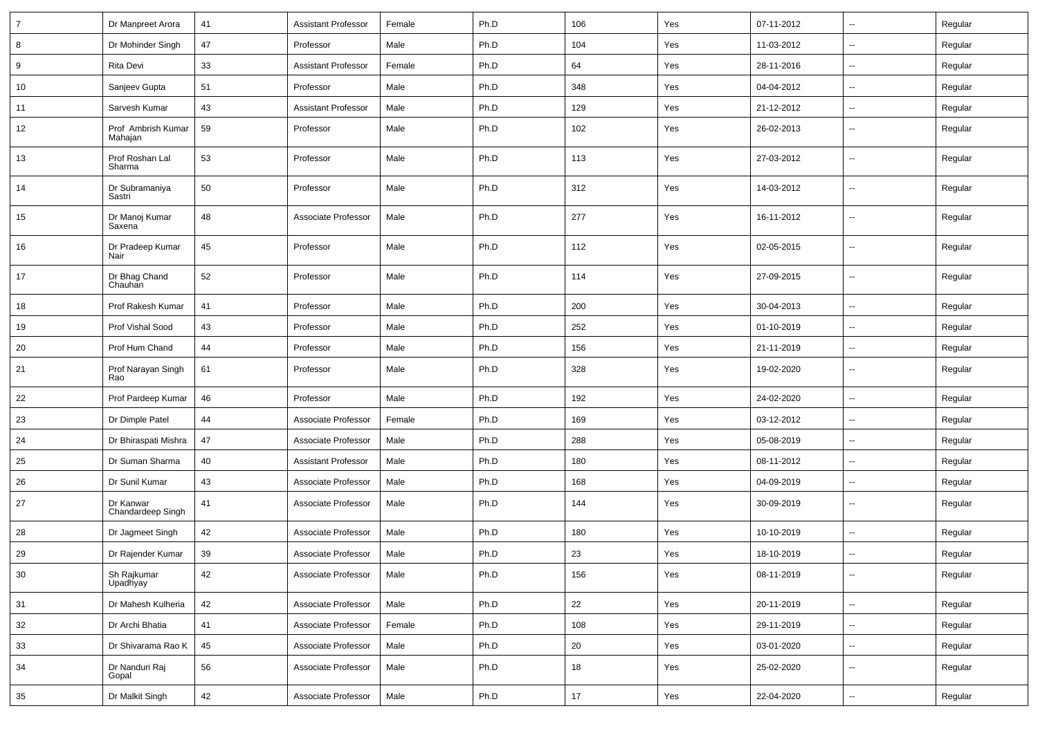| 7 | Dr Manpreet Arora | 41 | Assistant Professor | Female | Ph.D | 106 | Yes | 07-11-2012 | -- | Regular |
|---|---|---|---|---|---|---|---|---|---|---|
| 8 | Dr Mohinder Singh | 47 | Professor | Male | Ph.D | 104 | Yes | 11-03-2012 | -- | Regular |
| 9 | Rita Devi | 33 | Assistant Professor | Female | Ph.D | 64 | Yes | 28-11-2016 | -- | Regular |
| 10 | Sanjeev Gupta | 51 | Professor | Male | Ph.D | 348 | Yes | 04-04-2012 | -- | Regular |
| 11 | Sarvesh Kumar | 43 | Assistant Professor | Male | Ph.D | 129 | Yes | 21-12-2012 | -- | Regular |
| 12 | Prof Ambrish Kumar Mahajan | 59 | Professor | Male | Ph.D | 102 | Yes | 26-02-2013 | -- | Regular |
| 13 | Prof Roshan Lal Sharma | 53 | Professor | Male | Ph.D | 113 | Yes | 27-03-2012 | -- | Regular |
| 14 | Dr Subramaniya Sastri | 50 | Professor | Male | Ph.D | 312 | Yes | 14-03-2012 | -- | Regular |
| 15 | Dr Manoj Kumar Saxena | 48 | Associate Professor | Male | Ph.D | 277 | Yes | 16-11-2012 | -- | Regular |
| 16 | Dr Pradeep Kumar Nair | 45 | Professor | Male | Ph.D | 112 | Yes | 02-05-2015 | -- | Regular |
| 17 | Dr Bhag Chand Chauhan | 52 | Professor | Male | Ph.D | 114 | Yes | 27-09-2015 | -- | Regular |
| 18 | Prof Rakesh Kumar | 41 | Professor | Male | Ph.D | 200 | Yes | 30-04-2013 | -- | Regular |
| 19 | Prof Vishal Sood | 43 | Professor | Male | Ph.D | 252 | Yes | 01-10-2019 | -- | Regular |
| 20 | Prof Hum Chand | 44 | Professor | Male | Ph.D | 156 | Yes | 21-11-2019 | -- | Regular |
| 21 | Prof Narayan Singh Rao | 61 | Professor | Male | Ph.D | 328 | Yes | 19-02-2020 | -- | Regular |
| 22 | Prof Pardeep Kumar | 46 | Professor | Male | Ph.D | 192 | Yes | 24-02-2020 | -- | Regular |
| 23 | Dr Dimple Patel | 44 | Associate Professor | Female | Ph.D | 169 | Yes | 03-12-2012 | -- | Regular |
| 24 | Dr Bhiraspati Mishra | 47 | Associate Professor | Male | Ph.D | 288 | Yes | 05-08-2019 | -- | Regular |
| 25 | Dr Suman Sharma | 40 | Assistant Professor | Male | Ph.D | 180 | Yes | 08-11-2012 | -- | Regular |
| 26 | Dr Sunil Kumar | 43 | Associate Professor | Male | Ph.D | 168 | Yes | 04-09-2019 | -- | Regular |
| 27 | Dr Kanwar Chandardeep Singh | 41 | Associate Professor | Male | Ph.D | 144 | Yes | 30-09-2019 | -- | Regular |
| 28 | Dr Jagmeet Singh | 42 | Associate Professor | Male | Ph.D | 180 | Yes | 10-10-2019 | -- | Regular |
| 29 | Dr Rajender Kumar | 39 | Associate Professor | Male | Ph.D | 23 | Yes | 18-10-2019 | -- | Regular |
| 30 | Sh Rajkumar Upadhyay | 42 | Associate Professor | Male | Ph.D | 156 | Yes | 08-11-2019 | -- | Regular |
| 31 | Dr Mahesh Kulheria | 42 | Associate Professor | Male | Ph.D | 22 | Yes | 20-11-2019 | -- | Regular |
| 32 | Dr Archi Bhatia | 41 | Associate Professor | Female | Ph.D | 108 | Yes | 29-11-2019 | -- | Regular |
| 33 | Dr Shivarama Rao K | 45 | Associate Professor | Male | Ph.D | 20 | Yes | 03-01-2020 | -- | Regular |
| 34 | Dr Nanduri Raj Gopal | 56 | Associate Professor | Male | Ph.D | 18 | Yes | 25-02-2020 | -- | Regular |
| 35 | Dr Malkit Singh | 42 | Associate Professor | Male | Ph.D | 17 | Yes | 22-04-2020 | -- | Regular |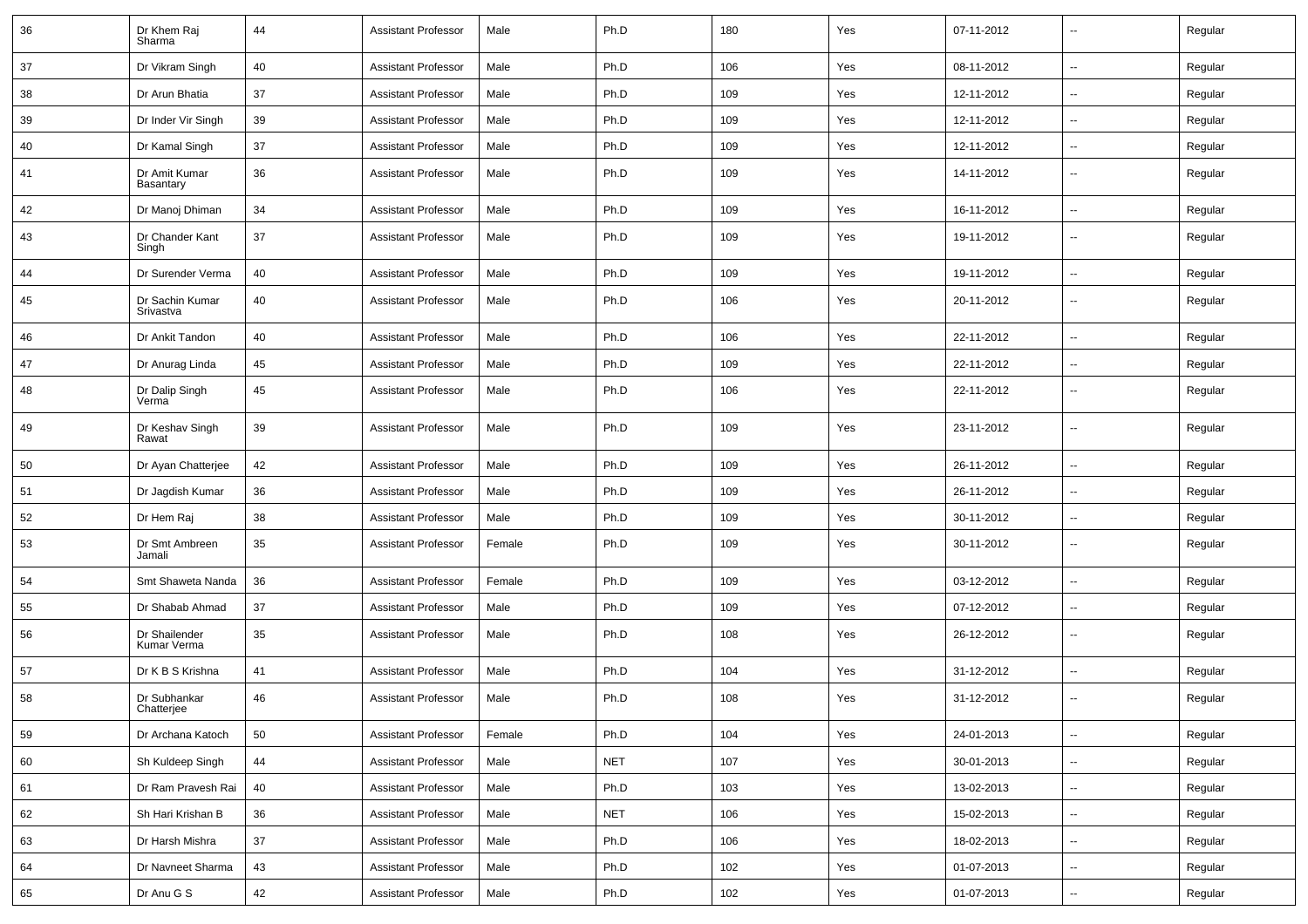| 36 | Dr Khem Raj Sharma | 44 | Assistant Professor | Male | Ph.D | 180 | Yes | 07-11-2012 | -- | Regular |
|---|---|---|---|---|---|---|---|---|---|---|
| 37 | Dr Vikram Singh | 40 | Assistant Professor | Male | Ph.D | 106 | Yes | 08-11-2012 | -- | Regular |
| 38 | Dr Arun Bhatia | 37 | Assistant Professor | Male | Ph.D | 109 | Yes | 12-11-2012 | -- | Regular |
| 39 | Dr Inder Vir Singh | 39 | Assistant Professor | Male | Ph.D | 109 | Yes | 12-11-2012 | -- | Regular |
| 40 | Dr Kamal Singh | 37 | Assistant Professor | Male | Ph.D | 109 | Yes | 12-11-2012 | -- | Regular |
| 41 | Dr Amit Kumar Basantary | 36 | Assistant Professor | Male | Ph.D | 109 | Yes | 14-11-2012 | -- | Regular |
| 42 | Dr Manoj Dhiman | 34 | Assistant Professor | Male | Ph.D | 109 | Yes | 16-11-2012 | -- | Regular |
| 43 | Dr Chander Kant Singh | 37 | Assistant Professor | Male | Ph.D | 109 | Yes | 19-11-2012 | -- | Regular |
| 44 | Dr Surender Verma | 40 | Assistant Professor | Male | Ph.D | 109 | Yes | 19-11-2012 | -- | Regular |
| 45 | Dr Sachin Kumar Srivastva | 40 | Assistant Professor | Male | Ph.D | 106 | Yes | 20-11-2012 | -- | Regular |
| 46 | Dr Ankit Tandon | 40 | Assistant Professor | Male | Ph.D | 106 | Yes | 22-11-2012 | -- | Regular |
| 47 | Dr Anurag Linda | 45 | Assistant Professor | Male | Ph.D | 109 | Yes | 22-11-2012 | -- | Regular |
| 48 | Dr Dalip Singh Verma | 45 | Assistant Professor | Male | Ph.D | 106 | Yes | 22-11-2012 | -- | Regular |
| 49 | Dr Keshav Singh Rawat | 39 | Assistant Professor | Male | Ph.D | 109 | Yes | 23-11-2012 | -- | Regular |
| 50 | Dr Ayan Chatterjee | 42 | Assistant Professor | Male | Ph.D | 109 | Yes | 26-11-2012 | -- | Regular |
| 51 | Dr Jagdish Kumar | 36 | Assistant Professor | Male | Ph.D | 109 | Yes | 26-11-2012 | -- | Regular |
| 52 | Dr Hem Raj | 38 | Assistant Professor | Male | Ph.D | 109 | Yes | 30-11-2012 | -- | Regular |
| 53 | Dr Smt Ambreen Jamali | 35 | Assistant Professor | Female | Ph.D | 109 | Yes | 30-11-2012 | -- | Regular |
| 54 | Smt Shaweta Nanda | 36 | Assistant Professor | Female | Ph.D | 109 | Yes | 03-12-2012 | -- | Regular |
| 55 | Dr Shabab Ahmad | 37 | Assistant Professor | Male | Ph.D | 109 | Yes | 07-12-2012 | -- | Regular |
| 56 | Dr Shailender Kumar Verma | 35 | Assistant Professor | Male | Ph.D | 108 | Yes | 26-12-2012 | -- | Regular |
| 57 | Dr K B S Krishna | 41 | Assistant Professor | Male | Ph.D | 104 | Yes | 31-12-2012 | -- | Regular |
| 58 | Dr Subhankar Chatterjee | 46 | Assistant Professor | Male | Ph.D | 108 | Yes | 31-12-2012 | -- | Regular |
| 59 | Dr Archana Katoch | 50 | Assistant Professor | Female | Ph.D | 104 | Yes | 24-01-2013 | -- | Regular |
| 60 | Sh Kuldeep Singh | 44 | Assistant Professor | Male | NET | 107 | Yes | 30-01-2013 | -- | Regular |
| 61 | Dr Ram Pravesh Rai | 40 | Assistant Professor | Male | Ph.D | 103 | Yes | 13-02-2013 | -- | Regular |
| 62 | Sh Hari Krishan B | 36 | Assistant Professor | Male | NET | 106 | Yes | 15-02-2013 | -- | Regular |
| 63 | Dr Harsh Mishra | 37 | Assistant Professor | Male | Ph.D | 106 | Yes | 18-02-2013 | -- | Regular |
| 64 | Dr Navneet Sharma | 43 | Assistant Professor | Male | Ph.D | 102 | Yes | 01-07-2013 | -- | Regular |
| 65 | Dr Anu G S | 42 | Assistant Professor | Male | Ph.D | 102 | Yes | 01-07-2013 | -- | Regular |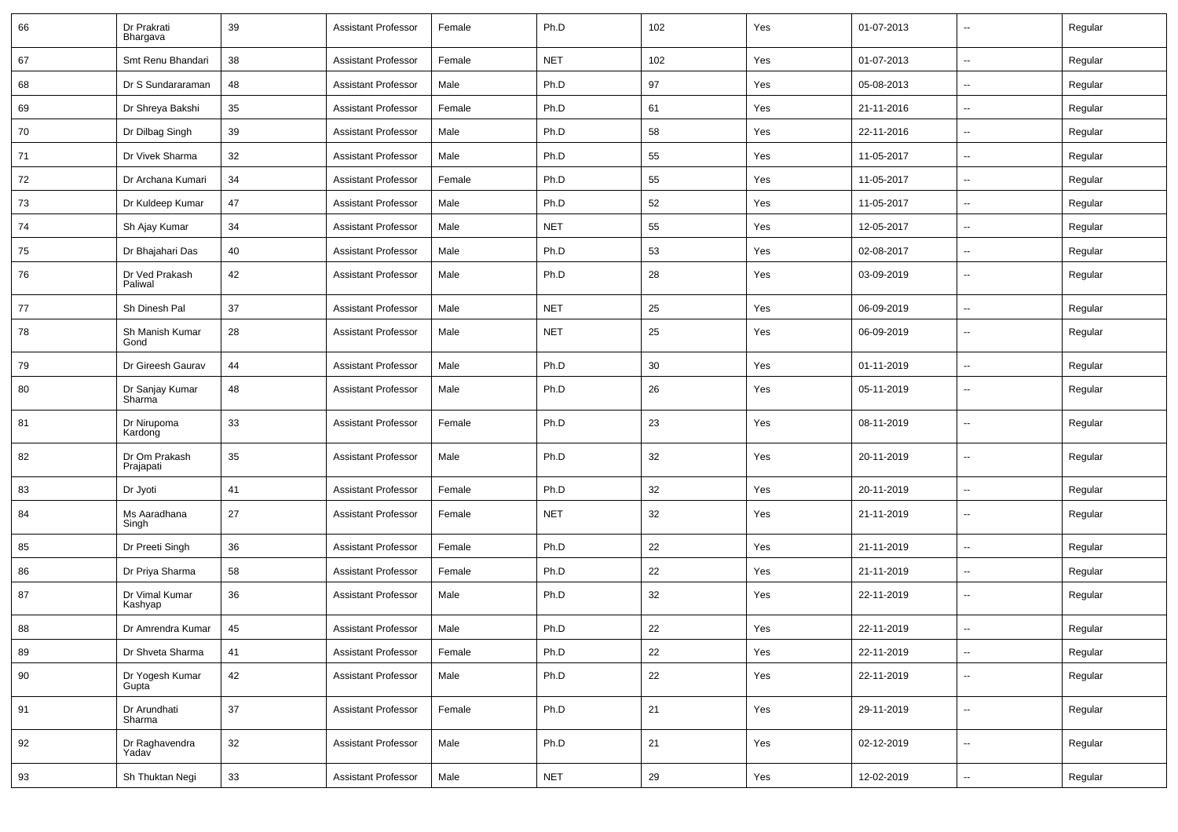| | | | | | | | | | | |
|---|---|---|---|---|---|---|---|---|---|---|
| 66 | Dr Prakrati Bhargava | 39 | Assistant Professor | Female | Ph.D | 102 | Yes | 01-07-2013 | -- | Regular |
| 67 | Smt Renu Bhandari | 38 | Assistant Professor | Female | NET | 102 | Yes | 01-07-2013 | -- | Regular |
| 68 | Dr S Sundararaman | 48 | Assistant Professor | Male | Ph.D | 97 | Yes | 05-08-2013 | -- | Regular |
| 69 | Dr Shreya Bakshi | 35 | Assistant Professor | Female | Ph.D | 61 | Yes | 21-11-2016 | -- | Regular |
| 70 | Dr Dilbag Singh | 39 | Assistant Professor | Male | Ph.D | 58 | Yes | 22-11-2016 | -- | Regular |
| 71 | Dr Vivek Sharma | 32 | Assistant Professor | Male | Ph.D | 55 | Yes | 11-05-2017 | -- | Regular |
| 72 | Dr Archana Kumari | 34 | Assistant Professor | Female | Ph.D | 55 | Yes | 11-05-2017 | -- | Regular |
| 73 | Dr Kuldeep Kumar | 47 | Assistant Professor | Male | Ph.D | 52 | Yes | 11-05-2017 | -- | Regular |
| 74 | Sh Ajay Kumar | 34 | Assistant Professor | Male | NET | 55 | Yes | 12-05-2017 | -- | Regular |
| 75 | Dr Bhajahari Das | 40 | Assistant Professor | Male | Ph.D | 53 | Yes | 02-08-2017 | -- | Regular |
| 76 | Dr Ved Prakash Paliwal | 42 | Assistant Professor | Male | Ph.D | 28 | Yes | 03-09-2019 | -- | Regular |
| 77 | Sh Dinesh Pal | 37 | Assistant Professor | Male | NET | 25 | Yes | 06-09-2019 | -- | Regular |
| 78 | Sh Manish Kumar Gond | 28 | Assistant Professor | Male | NET | 25 | Yes | 06-09-2019 | -- | Regular |
| 79 | Dr Gireesh Gaurav | 44 | Assistant Professor | Male | Ph.D | 30 | Yes | 01-11-2019 | -- | Regular |
| 80 | Dr Sanjay Kumar Sharma | 48 | Assistant Professor | Male | Ph.D | 26 | Yes | 05-11-2019 | -- | Regular |
| 81 | Dr Nirupoma Kardong | 33 | Assistant Professor | Female | Ph.D | 23 | Yes | 08-11-2019 | -- | Regular |
| 82 | Dr Om Prakash Prajapati | 35 | Assistant Professor | Male | Ph.D | 32 | Yes | 20-11-2019 | -- | Regular |
| 83 | Dr Jyoti | 41 | Assistant Professor | Female | Ph.D | 32 | Yes | 20-11-2019 | -- | Regular |
| 84 | Ms Aaradhana Singh | 27 | Assistant Professor | Female | NET | 32 | Yes | 21-11-2019 | -- | Regular |
| 85 | Dr Preeti Singh | 36 | Assistant Professor | Female | Ph.D | 22 | Yes | 21-11-2019 | -- | Regular |
| 86 | Dr Priya Sharma | 58 | Assistant Professor | Female | Ph.D | 22 | Yes | 21-11-2019 | -- | Regular |
| 87 | Dr Vimal Kumar Kashyap | 36 | Assistant Professor | Male | Ph.D | 32 | Yes | 22-11-2019 | -- | Regular |
| 88 | Dr Amrendra Kumar | 45 | Assistant Professor | Male | Ph.D | 22 | Yes | 22-11-2019 | -- | Regular |
| 89 | Dr Shveta Sharma | 41 | Assistant Professor | Female | Ph.D | 22 | Yes | 22-11-2019 | -- | Regular |
| 90 | Dr Yogesh Kumar Gupta | 42 | Assistant Professor | Male | Ph.D | 22 | Yes | 22-11-2019 | -- | Regular |
| 91 | Dr Arundhati Sharma | 37 | Assistant Professor | Female | Ph.D | 21 | Yes | 29-11-2019 | -- | Regular |
| 92 | Dr Raghavendra Yadav | 32 | Assistant Professor | Male | Ph.D | 21 | Yes | 02-12-2019 | -- | Regular |
| 93 | Sh Thuktan Negi | 33 | Assistant Professor | Male | NET | 29 | Yes | 12-02-2019 | -- | Regular |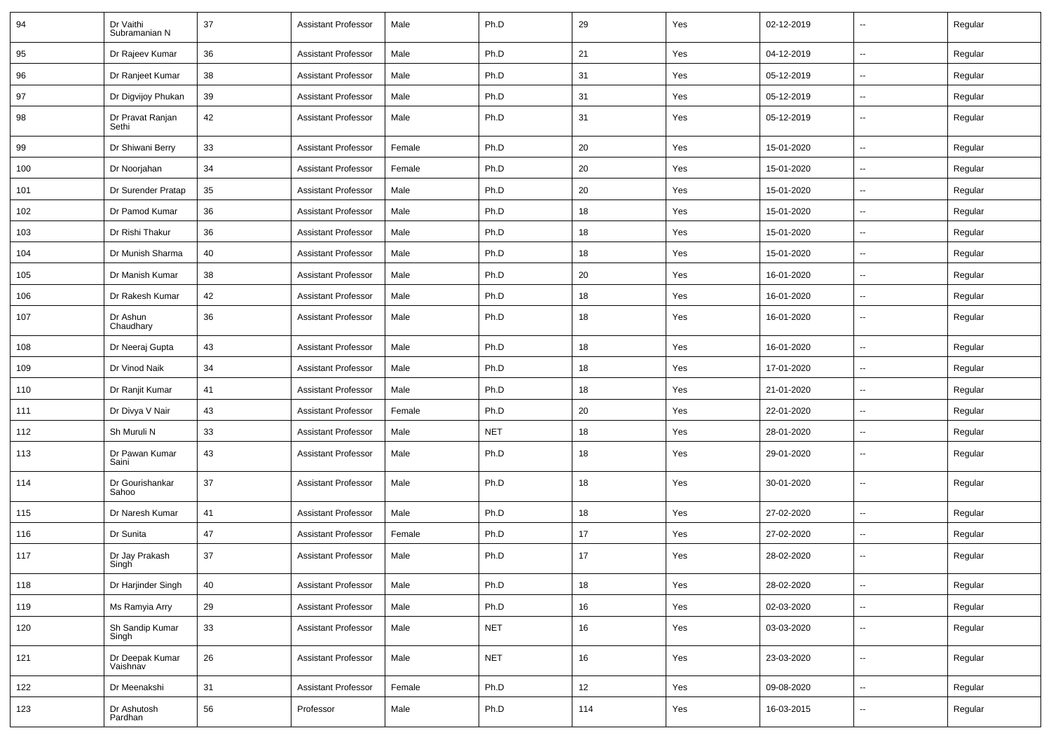| | | | | | | | | | | |
|---|---|---|---|---|---|---|---|---|---|---|
| 94 | Dr Vaithi Subramanian N | 37 | Assistant Professor | Male | Ph.D | 29 | Yes | 02-12-2019 | -- | Regular |
| 95 | Dr Rajeev Kumar | 36 | Assistant Professor | Male | Ph.D | 21 | Yes | 04-12-2019 | -- | Regular |
| 96 | Dr Ranjeet Kumar | 38 | Assistant Professor | Male | Ph.D | 31 | Yes | 05-12-2019 | -- | Regular |
| 97 | Dr Digvijoy Phukan | 39 | Assistant Professor | Male | Ph.D | 31 | Yes | 05-12-2019 | -- | Regular |
| 98 | Dr Pravat Ranjan Sethi | 42 | Assistant Professor | Male | Ph.D | 31 | Yes | 05-12-2019 | -- | Regular |
| 99 | Dr Shiwani Berry | 33 | Assistant Professor | Female | Ph.D | 20 | Yes | 15-01-2020 | -- | Regular |
| 100 | Dr Noorjahan | 34 | Assistant Professor | Female | Ph.D | 20 | Yes | 15-01-2020 | -- | Regular |
| 101 | Dr Surender Pratap | 35 | Assistant Professor | Male | Ph.D | 20 | Yes | 15-01-2020 | -- | Regular |
| 102 | Dr Pamod Kumar | 36 | Assistant Professor | Male | Ph.D | 18 | Yes | 15-01-2020 | -- | Regular |
| 103 | Dr Rishi Thakur | 36 | Assistant Professor | Male | Ph.D | 18 | Yes | 15-01-2020 | -- | Regular |
| 104 | Dr Munish Sharma | 40 | Assistant Professor | Male | Ph.D | 18 | Yes | 15-01-2020 | -- | Regular |
| 105 | Dr Manish Kumar | 38 | Assistant Professor | Male | Ph.D | 20 | Yes | 16-01-2020 | -- | Regular |
| 106 | Dr Rakesh Kumar | 42 | Assistant Professor | Male | Ph.D | 18 | Yes | 16-01-2020 | -- | Regular |
| 107 | Dr Ashun Chaudhary | 36 | Assistant Professor | Male | Ph.D | 18 | Yes | 16-01-2020 | -- | Regular |
| 108 | Dr Neeraj Gupta | 43 | Assistant Professor | Male | Ph.D | 18 | Yes | 16-01-2020 | -- | Regular |
| 109 | Dr Vinod Naik | 34 | Assistant Professor | Male | Ph.D | 18 | Yes | 17-01-2020 | -- | Regular |
| 110 | Dr Ranjit Kumar | 41 | Assistant Professor | Male | Ph.D | 18 | Yes | 21-01-2020 | -- | Regular |
| 111 | Dr Divya V Nair | 43 | Assistant Professor | Female | Ph.D | 20 | Yes | 22-01-2020 | -- | Regular |
| 112 | Sh Muruli N | 33 | Assistant Professor | Male | NET | 18 | Yes | 28-01-2020 | -- | Regular |
| 113 | Dr Pawan Kumar Saini | 43 | Assistant Professor | Male | Ph.D | 18 | Yes | 29-01-2020 | -- | Regular |
| 114 | Dr Gourishankar Sahoo | 37 | Assistant Professor | Male | Ph.D | 18 | Yes | 30-01-2020 | -- | Regular |
| 115 | Dr Naresh Kumar | 41 | Assistant Professor | Male | Ph.D | 18 | Yes | 27-02-2020 | -- | Regular |
| 116 | Dr Sunita | 47 | Assistant Professor | Female | Ph.D | 17 | Yes | 27-02-2020 | -- | Regular |
| 117 | Dr Jay Prakash Singh | 37 | Assistant Professor | Male | Ph.D | 17 | Yes | 28-02-2020 | -- | Regular |
| 118 | Dr Harjinder Singh | 40 | Assistant Professor | Male | Ph.D | 18 | Yes | 28-02-2020 | -- | Regular |
| 119 | Ms Ramyia Arry | 29 | Assistant Professor | Male | Ph.D | 16 | Yes | 02-03-2020 | -- | Regular |
| 120 | Sh Sandip Kumar Singh | 33 | Assistant Professor | Male | NET | 16 | Yes | 03-03-2020 | -- | Regular |
| 121 | Dr Deepak Kumar Vaishnav | 26 | Assistant Professor | Male | NET | 16 | Yes | 23-03-2020 | -- | Regular |
| 122 | Dr Meenakshi | 31 | Assistant Professor | Female | Ph.D | 12 | Yes | 09-08-2020 | -- | Regular |
| 123 | Dr Ashutosh Pardhan | 56 | Professor | Male | Ph.D | 114 | Yes | 16-03-2015 | -- | Regular |